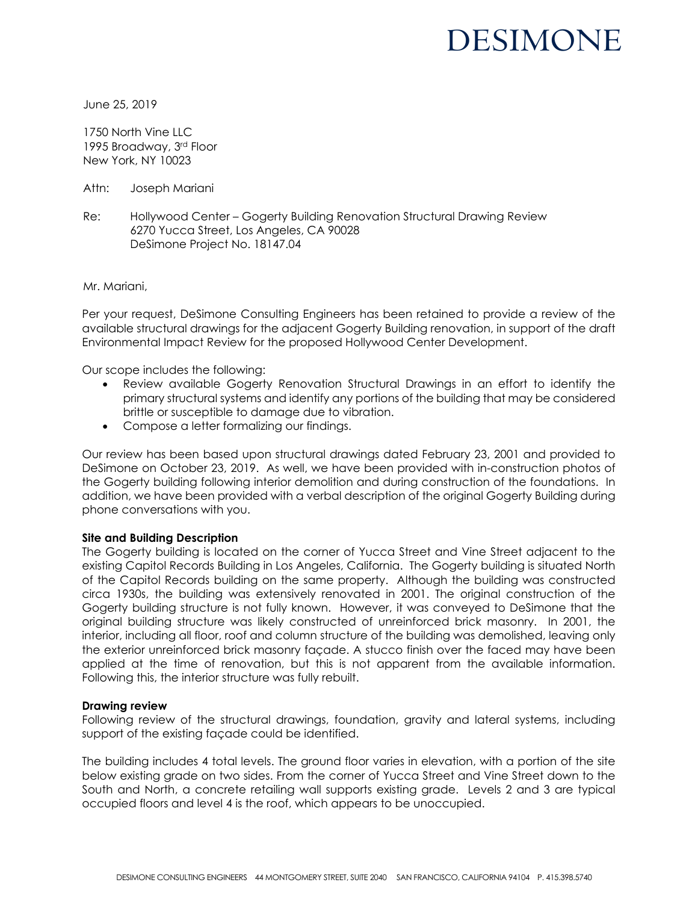# DESIMONE

June 25, 2019

1750 North Vine LLC
1995 Broadway, 3rd Floor
New York, NY 10023

Attn: Joseph Mariani

Re: Hollywood Center – Gogerty Building Renovation Structural Drawing Review
6270 Yucca Street, Los Angeles, CA 90028
DeSimone Project No. 18147.04

Mr. Mariani,

Per your request, DeSimone Consulting Engineers has been retained to provide a review of the available structural drawings for the adjacent Gogerty Building renovation, in support of the draft Environmental Impact Review for the proposed Hollywood Center Development.

Our scope includes the following:

- Review available Gogerty Renovation Structural Drawings in an effort to identify the primary structural systems and identify any portions of the building that may be considered brittle or susceptible to damage due to vibration.
- Compose a letter formalizing our findings.

Our review has been based upon structural drawings dated February 23, 2001 and provided to DeSimone on October 23, 2019. As well, we have been provided with in-construction photos of the Gogerty building following interior demolition and during construction of the foundations. In addition, we have been provided with a verbal description of the original Gogerty Building during phone conversations with you.

**Site and Building Description**

The Gogerty building is located on the corner of Yucca Street and Vine Street adjacent to the existing Capitol Records Building in Los Angeles, California. The Gogerty building is situated North of the Capitol Records building on the same property. Although the building was constructed circa 1930s, the building was extensively renovated in 2001. The original construction of the Gogerty building structure is not fully known. However, it was conveyed to DeSimone that the original building structure was likely constructed of unreinforced brick masonry. In 2001, the interior, including all floor, roof and column structure of the building was demolished, leaving only the exterior unreinforced brick masonry façade. A stucco finish over the faced may have been applied at the time of renovation, but this is not apparent from the available information. Following this, the interior structure was fully rebuilt.

**Drawing review**

Following review of the structural drawings, foundation, gravity and lateral systems, including support of the existing façade could be identified.

The building includes 4 total levels. The ground floor varies in elevation, with a portion of the site below existing grade on two sides. From the corner of Yucca Street and Vine Street down to the South and North, a concrete retailing wall supports existing grade. Levels 2 and 3 are typical occupied floors and level 4 is the roof, which appears to be unoccupied.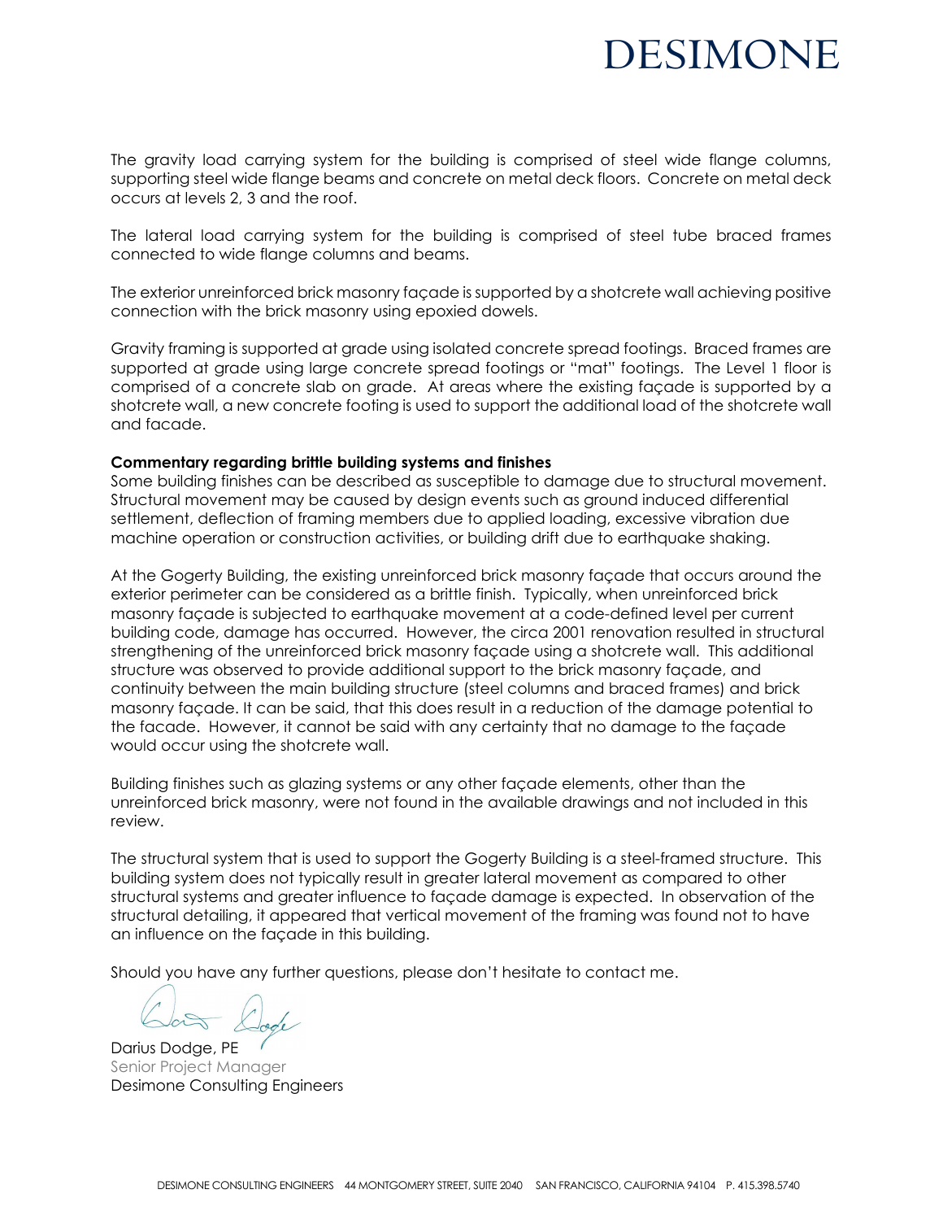The gravity load carrying system for the building is comprised of steel wide flange columns, supporting steel wide flange beams and concrete on metal deck floors. Concrete on metal deck occurs at levels 2, 3 and the roof.

The lateral load carrying system for the building is comprised of steel tube braced frames connected to wide flange columns and beams.

The exterior unreinforced brick masonry façade is supported by a shotcrete wall achieving positive connection with the brick masonry using epoxied dowels.

Gravity framing is supported at grade using isolated concrete spread footings. Braced frames are supported at grade using large concrete spread footings or "mat" footings. The Level 1 floor is comprised of a concrete slab on grade. At areas where the existing façade is supported by a shotcrete wall, a new concrete footing is used to support the additional load of the shotcrete wall and facade.

**Commentary regarding brittle building systems and finishes**

Some building finishes can be described as susceptible to damage due to structural movement. Structural movement may be caused by design events such as ground induced differential settlement, deflection of framing members due to applied loading, excessive vibration due machine operation or construction activities, or building drift due to earthquake shaking.

At the Gogerty Building, the existing unreinforced brick masonry façade that occurs around the exterior perimeter can be considered as a brittle finish. Typically, when unreinforced brick masonry façade is subjected to earthquake movement at a code-defined level per current building code, damage has occurred. However, the circa 2001 renovation resulted in structural strengthening of the unreinforced brick masonry façade using a shotcrete wall. This additional structure was observed to provide additional support to the brick masonry façade, and continuity between the main building structure (steel columns and braced frames) and brick masonry façade. It can be said, that this does result in a reduction of the damage potential to the facade. However, it cannot be said with any certainty that no damage to the façade would occur using the shotcrete wall.

Building finishes such as glazing systems or any other façade elements, other than the unreinforced brick masonry, were not found in the available drawings and not included in this review.

The structural system that is used to support the Gogerty Building is a steel-framed structure. This building system does not typically result in greater lateral movement as compared to other structural systems and greater influence to façade damage is expected. In observation of the structural detailing, it appeared that vertical movement of the framing was found not to have an influence on the façade in this building.

Should you have any further questions, please don't hesitate to contact me.

Darius Dodge, PE
Senior Project Manager
Desimone Consulting Engineers